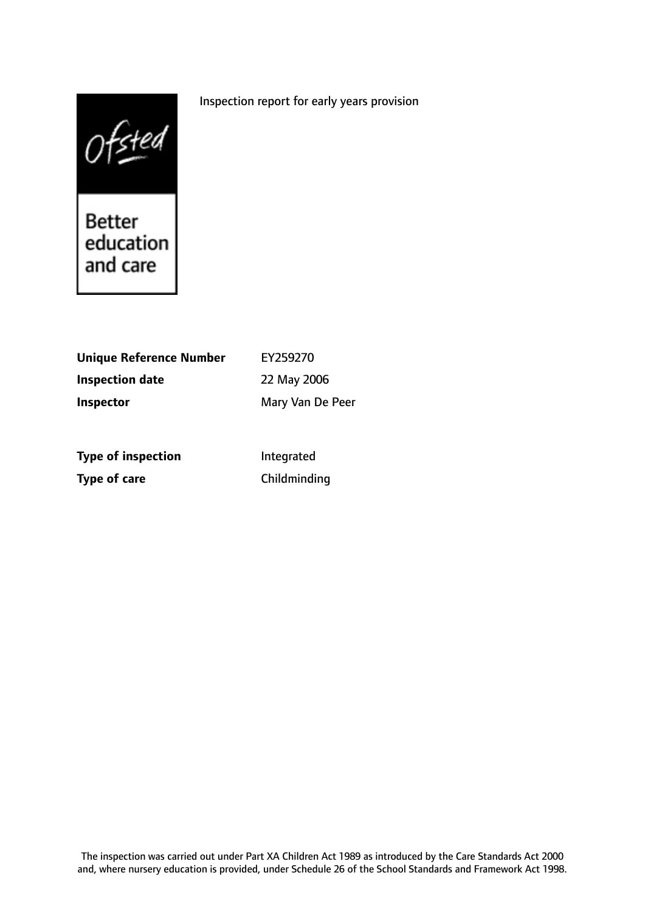Inspection report for early years provision

Ofsted

Better education and care

| | |
|---|---|
| **Unique Reference Number** | EY259270 |
| **Inspection date** | 22 May 2006 |
| **Inspector** | Mary Van De Peer |

| | |
|---|---|
| **Type of inspection** | Integrated |
| **Type of care** | Childminding |

The inspection was carried out under Part XA Children Act 1989 as introduced by the Care Standards Act 2000 and, where nursery education is provided, under Schedule 26 of the School Standards and Framework Act 1998.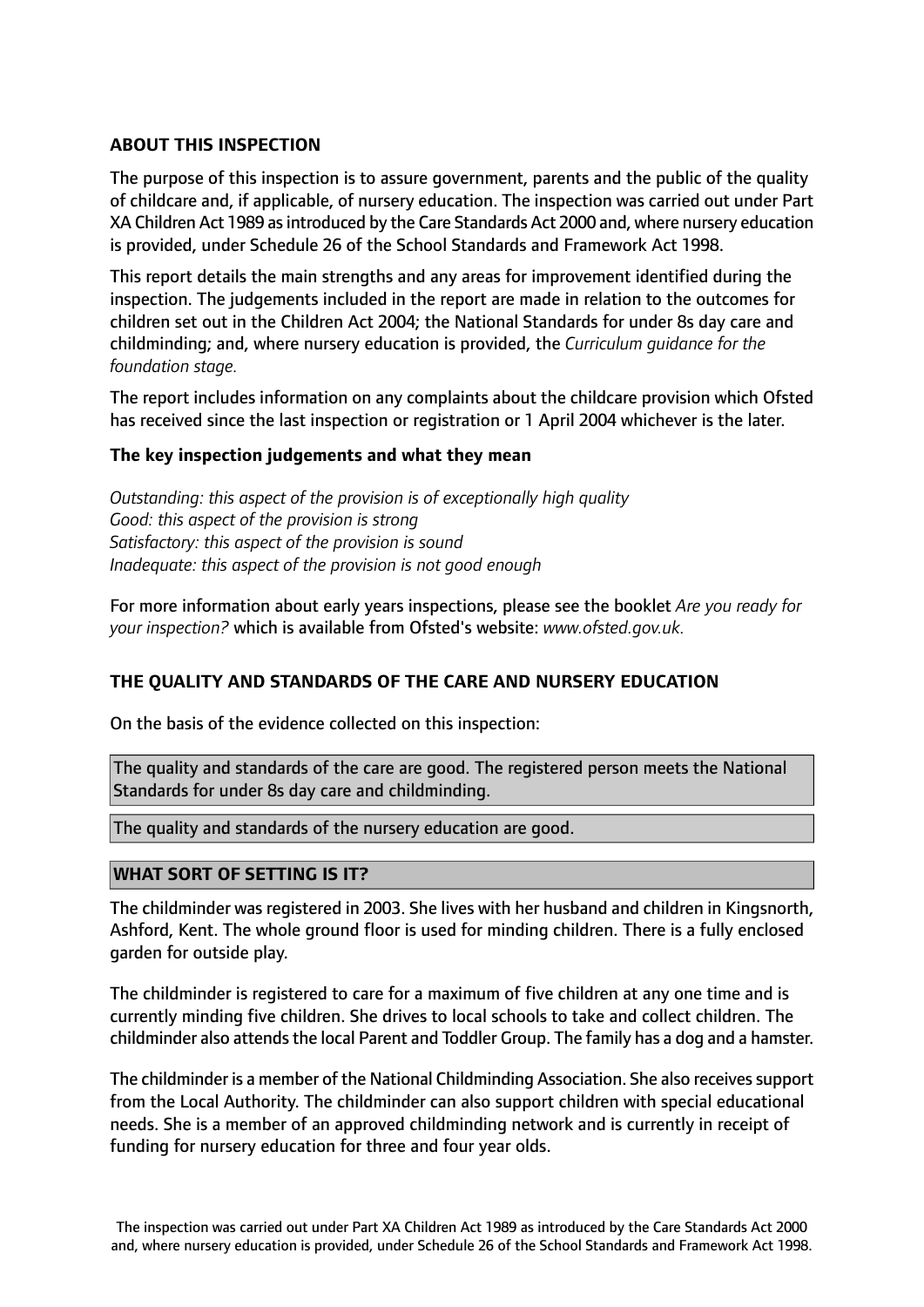## ABOUT THIS INSPECTION

The purpose of this inspection is to assure government, parents and the public of the quality of childcare and, if applicable, of nursery education. The inspection was carried out under Part XA Children Act 1989 as introduced by the Care Standards Act 2000 and, where nursery education is provided, under Schedule 26 of the School Standards and Framework Act 1998.

This report details the main strengths and any areas for improvement identified during the inspection. The judgements included in the report are made in relation to the outcomes for children set out in the Children Act 2004; the National Standards for under 8s day care and childminding; and, where nursery education is provided, the *Curriculum guidance for the foundation stage.*

The report includes information on any complaints about the childcare provision which Ofsted has received since the last inspection or registration or 1 April 2004 whichever is the later.

### The key inspection judgements and what they mean

*Outstanding: this aspect of the provision is of exceptionally high quality*
*Good: this aspect of the provision is strong*
*Satisfactory: this aspect of the provision is sound*
*Inadequate: this aspect of the provision is not good enough*

For more information about early years inspections, please see the booklet *Are you ready for your inspection?* which is available from Ofsted's website: *www.ofsted.gov.uk.*

## THE QUALITY AND STANDARDS OF THE CARE AND NURSERY EDUCATION

On the basis of the evidence collected on this inspection:

The quality and standards of the care are good. The registered person meets the National Standards for under 8s day care and childminding.

The quality and standards of the nursery education are good.

## WHAT SORT OF SETTING IS IT?

The childminder was registered in 2003. She lives with her husband and children in Kingsnorth, Ashford, Kent. The whole ground floor is used for minding children. There is a fully enclosed garden for outside play.

The childminder is registered to care for a maximum of five children at any one time and is currently minding five children. She drives to local schools to take and collect children. The childminder also attends the local Parent and Toddler Group. The family has a dog and a hamster.

The childminder is a member of the National Childminding Association. She also receives support from the Local Authority. The childminder can also support children with special educational needs. She is a member of an approved childminding network and is currently in receipt of funding for nursery education for three and four year olds.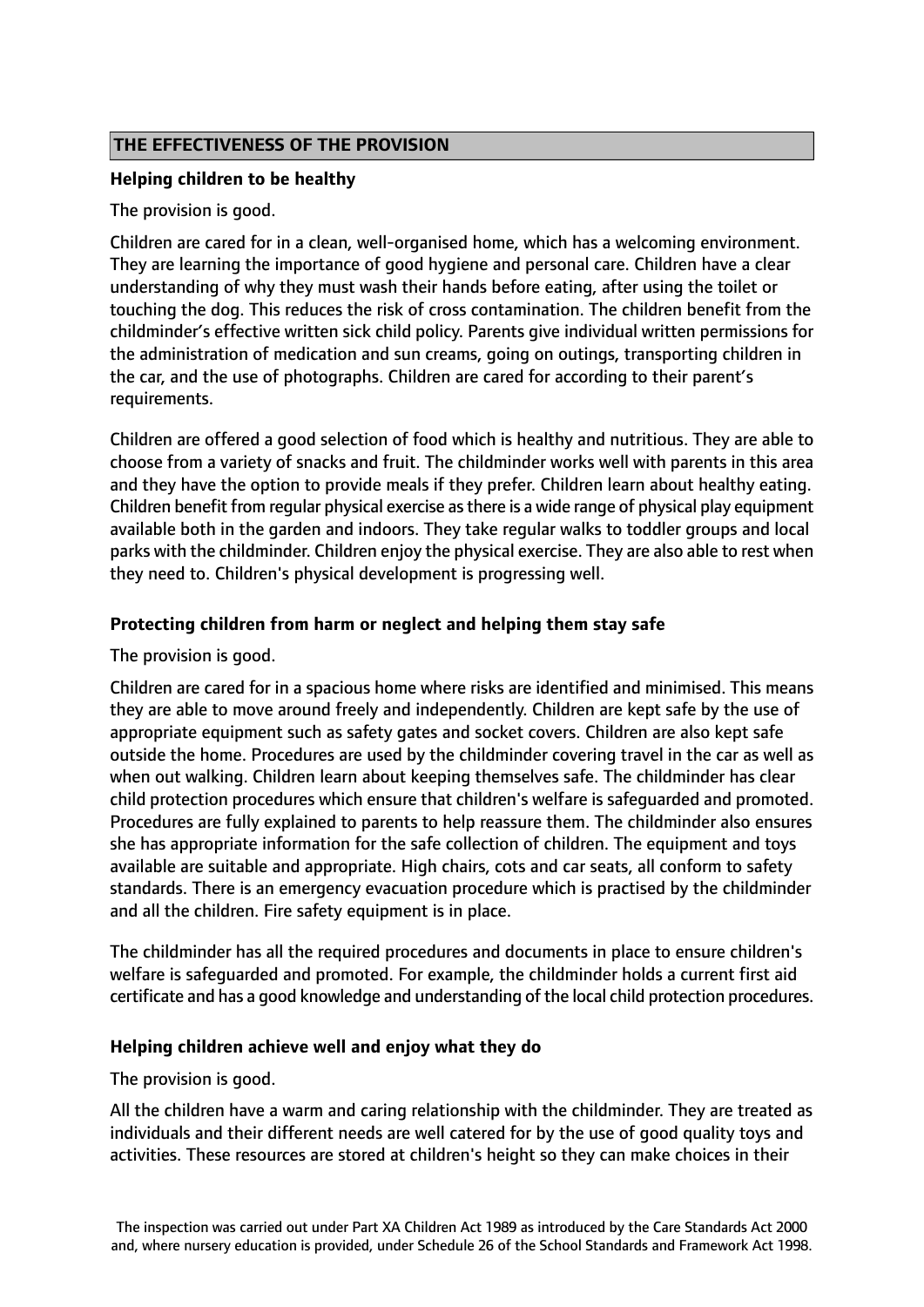## THE EFFECTIVENESS OF THE PROVISION

### Helping children to be healthy

The provision is good.

Children are cared for in a clean, well-organised home, which has a welcoming environment. They are learning the importance of good hygiene and personal care. Children have a clear understanding of why they must wash their hands before eating, after using the toilet or touching the dog. This reduces the risk of cross contamination. The children benefit from the childminder's effective written sick child policy. Parents give individual written permissions for the administration of medication and sun creams, going on outings, transporting children in the car, and the use of photographs. Children are cared for according to their parent's requirements.

Children are offered a good selection of food which is healthy and nutritious. They are able to choose from a variety of snacks and fruit. The childminder works well with parents in this area and they have the option to provide meals if they prefer. Children learn about healthy eating. Children benefit from regular physical exercise as there is a wide range of physical play equipment available both in the garden and indoors. They take regular walks to toddler groups and local parks with the childminder. Children enjoy the physical exercise. They are also able to rest when they need to. Children's physical development is progressing well.

### Protecting children from harm or neglect and helping them stay safe

The provision is good.

Children are cared for in a spacious home where risks are identified and minimised. This means they are able to move around freely and independently. Children are kept safe by the use of appropriate equipment such as safety gates and socket covers. Children are also kept safe outside the home. Procedures are used by the childminder covering travel in the car as well as when out walking. Children learn about keeping themselves safe. The childminder has clear child protection procedures which ensure that children's welfare is safeguarded and promoted. Procedures are fully explained to parents to help reassure them. The childminder also ensures she has appropriate information for the safe collection of children. The equipment and toys available are suitable and appropriate. High chairs, cots and car seats, all conform to safety standards. There is an emergency evacuation procedure which is practised by the childminder and all the children. Fire safety equipment is in place.

The childminder has all the required procedures and documents in place to ensure children's welfare is safeguarded and promoted. For example, the childminder holds a current first aid certificate and has a good knowledge and understanding of the local child protection procedures.

### Helping children achieve well and enjoy what they do

The provision is good.

All the children have a warm and caring relationship with the childminder. They are treated as individuals and their different needs are well catered for by the use of good quality toys and activities. These resources are stored at children's height so they can make choices in their

The inspection was carried out under Part XA Children Act 1989 as introduced by the Care Standards Act 2000 and, where nursery education is provided, under Schedule 26 of the School Standards and Framework Act 1998.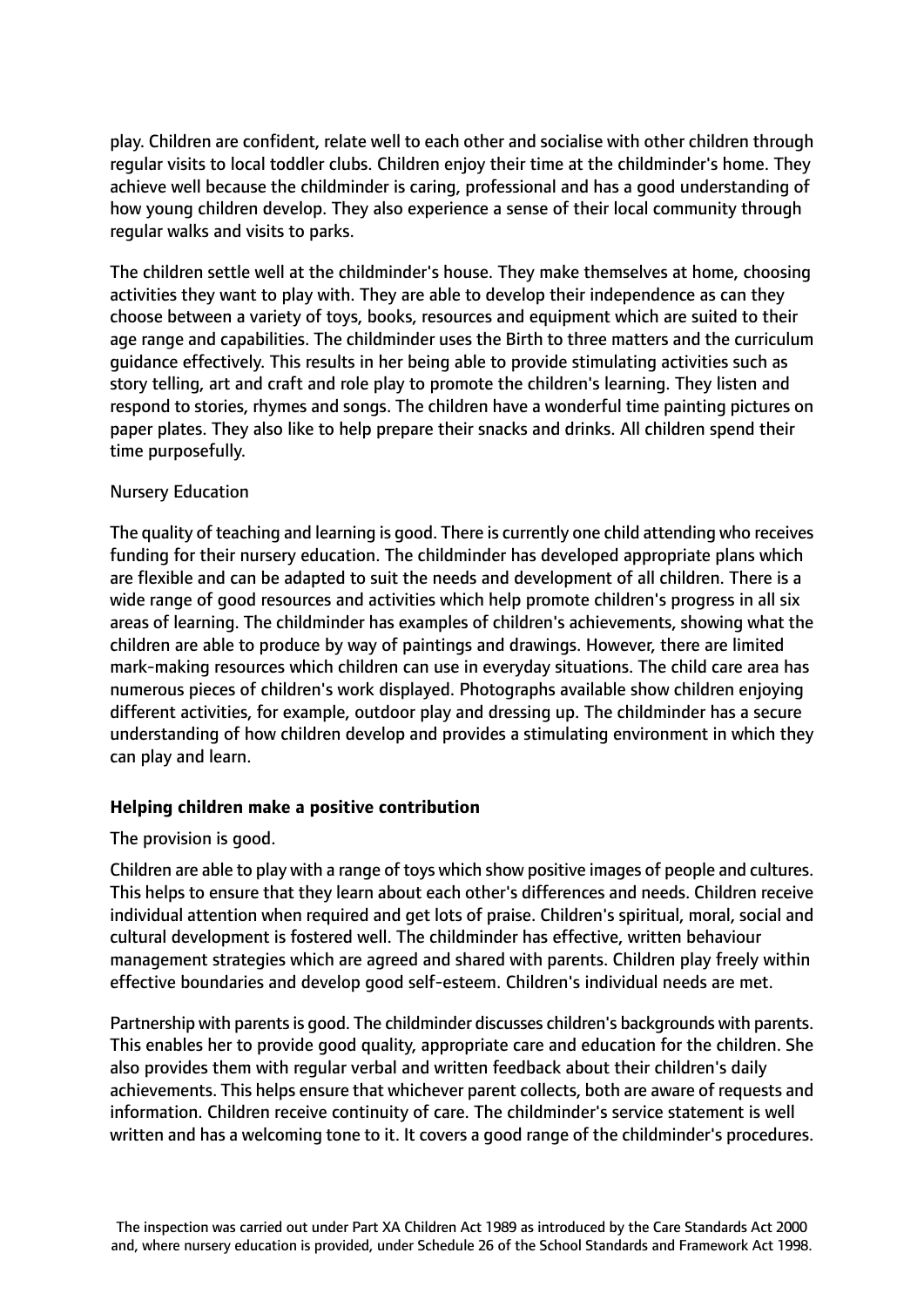play. Children are confident, relate well to each other and socialise with other children through regular visits to local toddler clubs. Children enjoy their time at the childminder's home. They achieve well because the childminder is caring, professional and has a good understanding of how young children develop. They also experience a sense of their local community through regular walks and visits to parks.

The children settle well at the childminder's house. They make themselves at home, choosing activities they want to play with. They are able to develop their independence as can they choose between a variety of toys, books, resources and equipment which are suited to their age range and capabilities. The childminder uses the Birth to three matters and the curriculum guidance effectively. This results in her being able to provide stimulating activities such as story telling, art and craft and role play to promote the children's learning. They listen and respond to stories, rhymes and songs. The children have a wonderful time painting pictures on paper plates. They also like to help prepare their snacks and drinks. All children spend their time purposefully.

Nursery Education

The quality of teaching and learning is good. There is currently one child attending who receives funding for their nursery education. The childminder has developed appropriate plans which are flexible and can be adapted to suit the needs and development of all children. There is a wide range of good resources and activities which help promote children's progress in all six areas of learning. The childminder has examples of children's achievements, showing what the children are able to produce by way of paintings and drawings. However, there are limited mark-making resources which children can use in everyday situations. The child care area has numerous pieces of children's work displayed. Photographs available show children enjoying different activities, for example, outdoor play and dressing up. The childminder has a secure understanding of how children develop and provides a stimulating environment in which they can play and learn.

**Helping children make a positive contribution**

The provision is good.

Children are able to play with a range of toys which show positive images of people and cultures. This helps to ensure that they learn about each other's differences and needs. Children receive individual attention when required and get lots of praise. Children's spiritual, moral, social and cultural development is fostered well. The childminder has effective, written behaviour management strategies which are agreed and shared with parents. Children play freely within effective boundaries and develop good self-esteem. Children's individual needs are met.

Partnership with parents is good. The childminder discusses children's backgrounds with parents. This enables her to provide good quality, appropriate care and education for the children. She also provides them with regular verbal and written feedback about their children's daily achievements. This helps ensure that whichever parent collects, both are aware of requests and information. Children receive continuity of care. The childminder's service statement is well written and has a welcoming tone to it. It covers a good range of the childminder's procedures.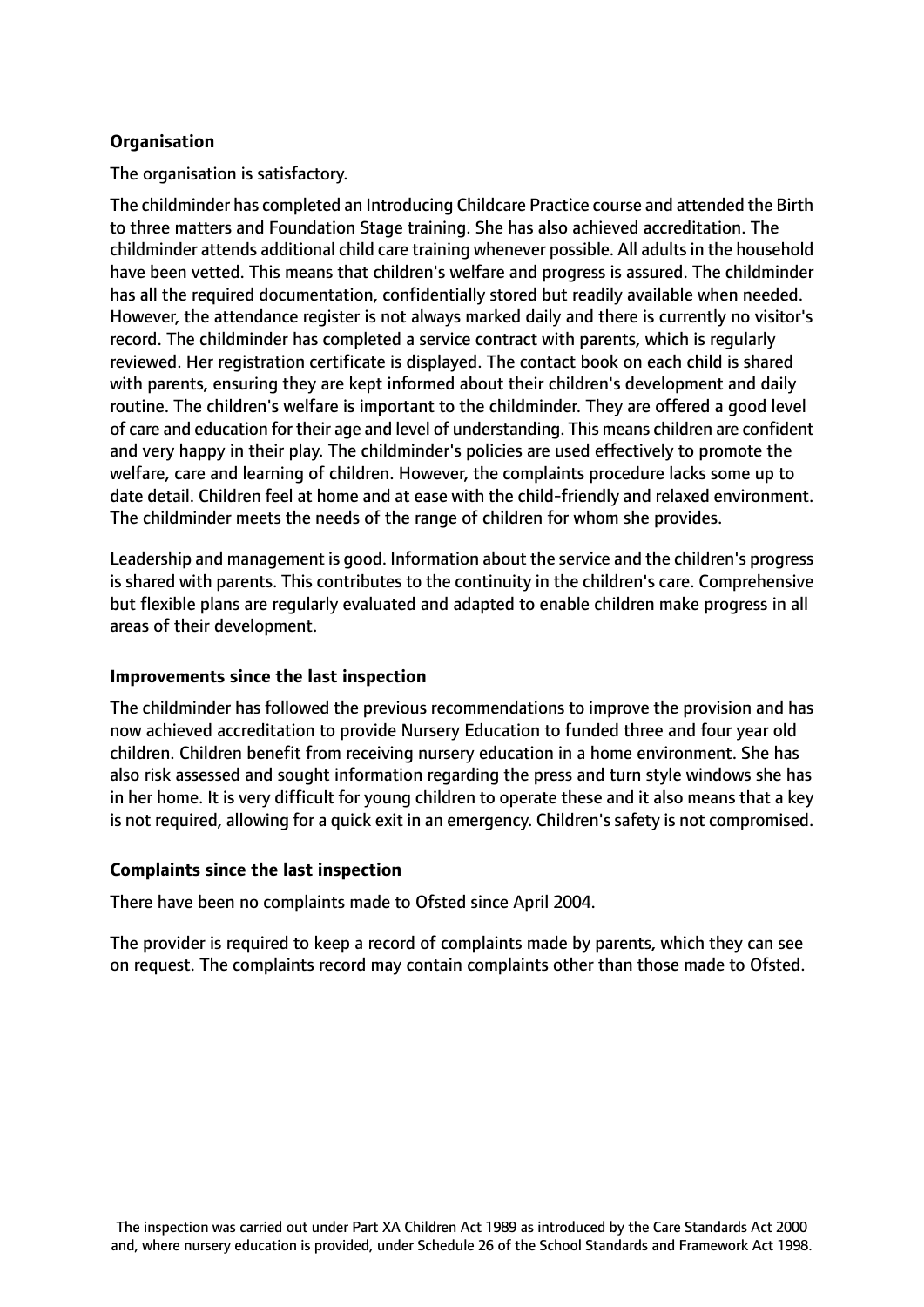**Organisation**

The organisation is satisfactory.

The childminder has completed an Introducing Childcare Practice course and attended the Birth to three matters and Foundation Stage training. She has also achieved accreditation. The childminder attends additional child care training whenever possible. All adults in the household have been vetted. This means that children's welfare and progress is assured. The childminder has all the required documentation, confidentially stored but readily available when needed. However, the attendance register is not always marked daily and there is currently no visitor's record. The childminder has completed a service contract with parents, which is regularly reviewed. Her registration certificate is displayed. The contact book on each child is shared with parents, ensuring they are kept informed about their children's development and daily routine. The children's welfare is important to the childminder. They are offered a good level of care and education for their age and level of understanding. This means children are confident and very happy in their play. The childminder's policies are used effectively to promote the welfare, care and learning of children. However, the complaints procedure lacks some up to date detail. Children feel at home and at ease with the child-friendly and relaxed environment. The childminder meets the needs of the range of children for whom she provides.

Leadership and management is good. Information about the service and the children's progress is shared with parents. This contributes to the continuity in the children's care. Comprehensive but flexible plans are regularly evaluated and adapted to enable children make progress in all areas of their development.

**Improvements since the last inspection**

The childminder has followed the previous recommendations to improve the provision and has now achieved accreditation to provide Nursery Education to funded three and four year old children. Children benefit from receiving nursery education in a home environment. She has also risk assessed and sought information regarding the press and turn style windows she has in her home. It is very difficult for young children to operate these and it also means that a key is not required, allowing for a quick exit in an emergency. Children's safety is not compromised.

**Complaints since the last inspection**

There have been no complaints made to Ofsted since April 2004.

The provider is required to keep a record of complaints made by parents, which they can see on request. The complaints record may contain complaints other than those made to Ofsted.

The inspection was carried out under Part XA Children Act 1989 as introduced by the Care Standards Act 2000 and, where nursery education is provided, under Schedule 26 of the School Standards and Framework Act 1998.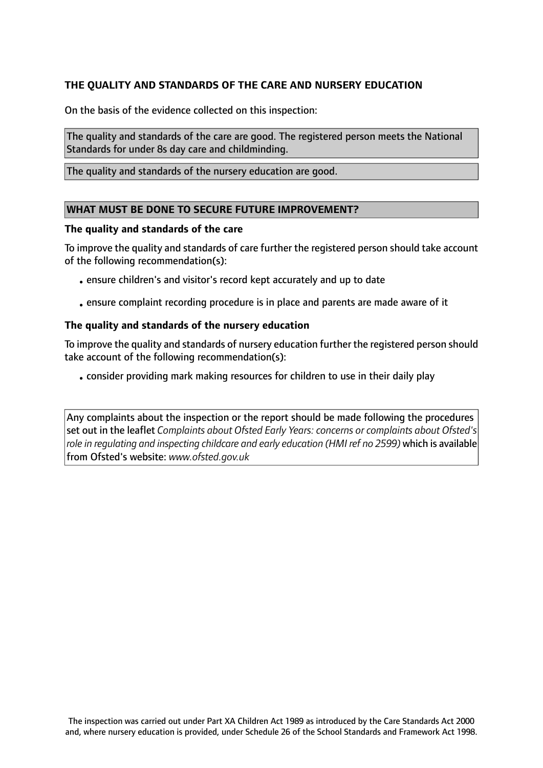## THE QUALITY AND STANDARDS OF THE CARE AND NURSERY EDUCATION

On the basis of the evidence collected on this inspection:

The quality and standards of the care are good. The registered person meets the National Standards for under 8s day care and childminding.

The quality and standards of the nursery education are good.

## WHAT MUST BE DONE TO SECURE FUTURE IMPROVEMENT?

### The quality and standards of the care

To improve the quality and standards of care further the registered person should take account of the following recommendation(s):

- ensure children's and visitor's record kept accurately and up to date
- ensure complaint recording procedure is in place and parents are made aware of it

### The quality and standards of the nursery education

To improve the quality and standards of nursery education further the registered person should take account of the following recommendation(s):

- consider providing mark making resources for children to use in their daily play

Any complaints about the inspection or the report should be made following the procedures set out in the leaflet *Complaints about Ofsted Early Years: concerns or complaints about Ofsted's role in regulating and inspecting childcare and early education (HMI ref no 2599)* which is available from Ofsted's website: *www.ofsted.gov.uk*

The inspection was carried out under Part XA Children Act 1989 as introduced by the Care Standards Act 2000 and, where nursery education is provided, under Schedule 26 of the School Standards and Framework Act 1998.